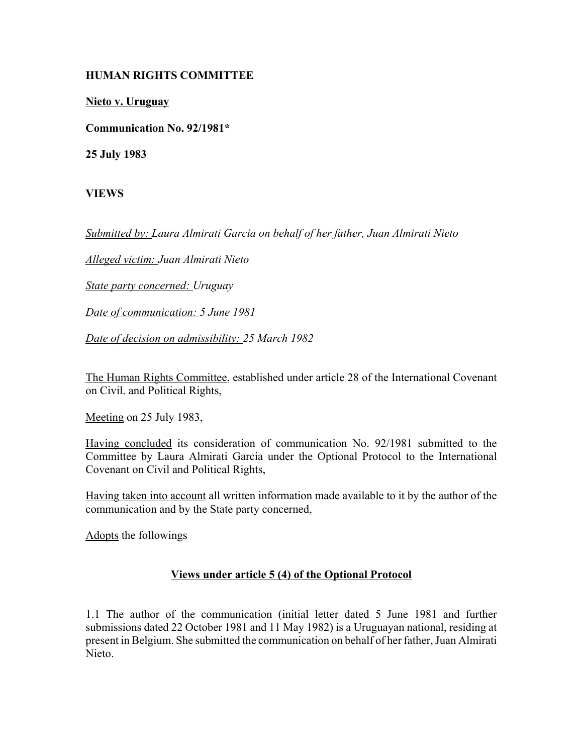**HUMAN RIGHTS COMMITTEE**

**<u>Nieto v. Uruguay</u>**

**Communication No. 92/1981***

**25 July 1983**

**VIEWS**

*<u>Submitted by:</u> Laura Almirati Garcia on behalf of her father, Juan Almirati Nieto*

*<u>Alleged victim:</u> Juan Almirati Nieto*

*<u>State party concerned:</u> Uruguay*

*<u>Date of communication:</u> 5 June 1981*

*<u>Date of decision on admissibility:</u> 25 March 1982*

<u>The Human Rights Committee</u>, established under article 28 of the International Covenant on Civil. and Political Rights,

<u>Meeting</u> on 25 July 1983,

<u>Having concluded</u> its consideration of communication No. 92/1981 submitted to the Committee by Laura Almirati Garcia under the Optional Protocol to the International Covenant on Civil and Political Rights,

<u>Having taken into account</u> all written information made available to it by the author of the communication and by the State party concerned,

<u>Adopts</u> the followings

## <u>Views under article 5 (4) of the Optional Protocol</u>

1.1 The author of the communication (initial letter dated 5 June 1981 and further submissions dated 22 October 1981 and 11 May 1982) is a Uruguayan national, residing at present in Belgium. She submitted the communication on behalf of her father, Juan Almirati Nieto.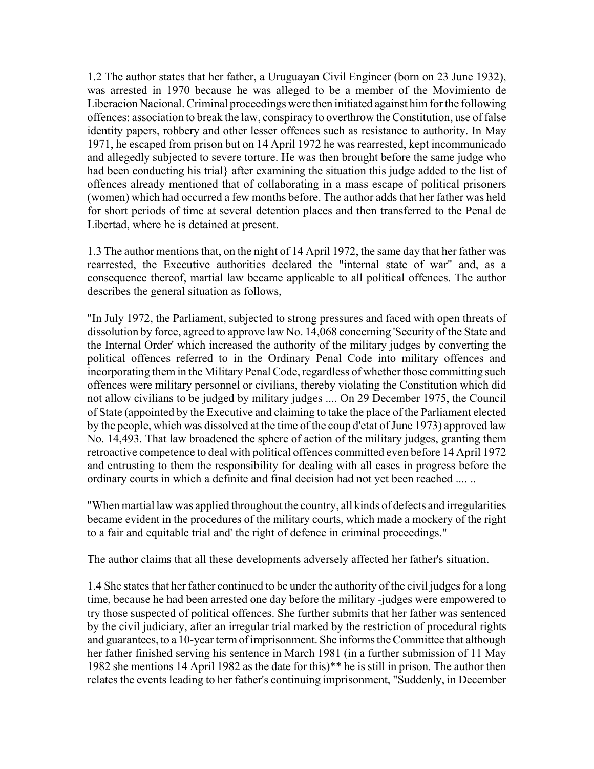1.2 The author states that her father, a Uruguayan Civil Engineer (born on 23 June 1932), was arrested in 1970 because he was alleged to be a member of the Movimiento de Liberacion Nacional. Criminal proceedings were then initiated against him for the following offences: association to break the law, conspiracy to overthrow the Constitution, use of false identity papers, robbery and other lesser offences such as resistance to authority. In May 1971, he escaped from prison but on 14 April 1972 he was rearrested, kept incommunicado and allegedly subjected to severe torture. He was then brought before the same judge who had been conducting his trial} after examining the situation this judge added to the list of offences already mentioned that of collaborating in a mass escape of political prisoners (women) which had occurred a few months before. The author adds that her father was held for short periods of time at several detention places and then transferred to the Penal de Libertad, where he is detained at present.

1.3 The author mentions that, on the night of 14 April 1972, the same day that her father was rearrested, the Executive authorities declared the "internal state of war" and, as a consequence thereof, martial law became applicable to all political offences. The author describes the general situation as follows,

"In July 1972, the Parliament, subjected to strong pressures and faced with open threats of dissolution by force, agreed to approve law No. 14,068 concerning 'Security of the State and the Internal Order' which increased the authority of the military judges by converting the political offences referred to in the Ordinary Penal Code into military offences and incorporating them in the Military Penal Code, regardless of whether those committing such offences were military personnel or civilians, thereby violating the Constitution which did not allow civilians to be judged by military judges .... On 29 December 1975, the Council of State (appointed by the Executive and claiming to take the place of the Parliament elected by the people, which was dissolved at the time of the coup d'etat of June 1973) approved law No. 14,493. That law broadened the sphere of action of the military judges, granting them retroactive competence to deal with political offences committed even before 14 April 1972 and entrusting to them the responsibility for dealing with all cases in progress before the ordinary courts in which a definite and final decision had not yet been reached .... ..

"When martial law was applied throughout the country, all kinds of defects and irregularities became evident in the procedures of the military courts, which made a mockery of the right to a fair and equitable trial and' the right of defence in criminal proceedings."

The author claims that all these developments adversely affected her father's situation.

1.4 She states that her father continued to be under the authority of the civil judges for a long time, because he had been arrested one day before the military -judges were empowered to try those suspected of political offences. She further submits that her father was sentenced by the civil judiciary, after an irregular trial marked by the restriction of procedural rights and guarantees, to a 10-year term of imprisonment. She informs the Committee that although her father finished serving his sentence in March 1981 (in a further submission of 11 May 1982 she mentions 14 April 1982 as the date for this)** he is still in prison. The author then relates the events leading to her father's continuing imprisonment, "Suddenly, in December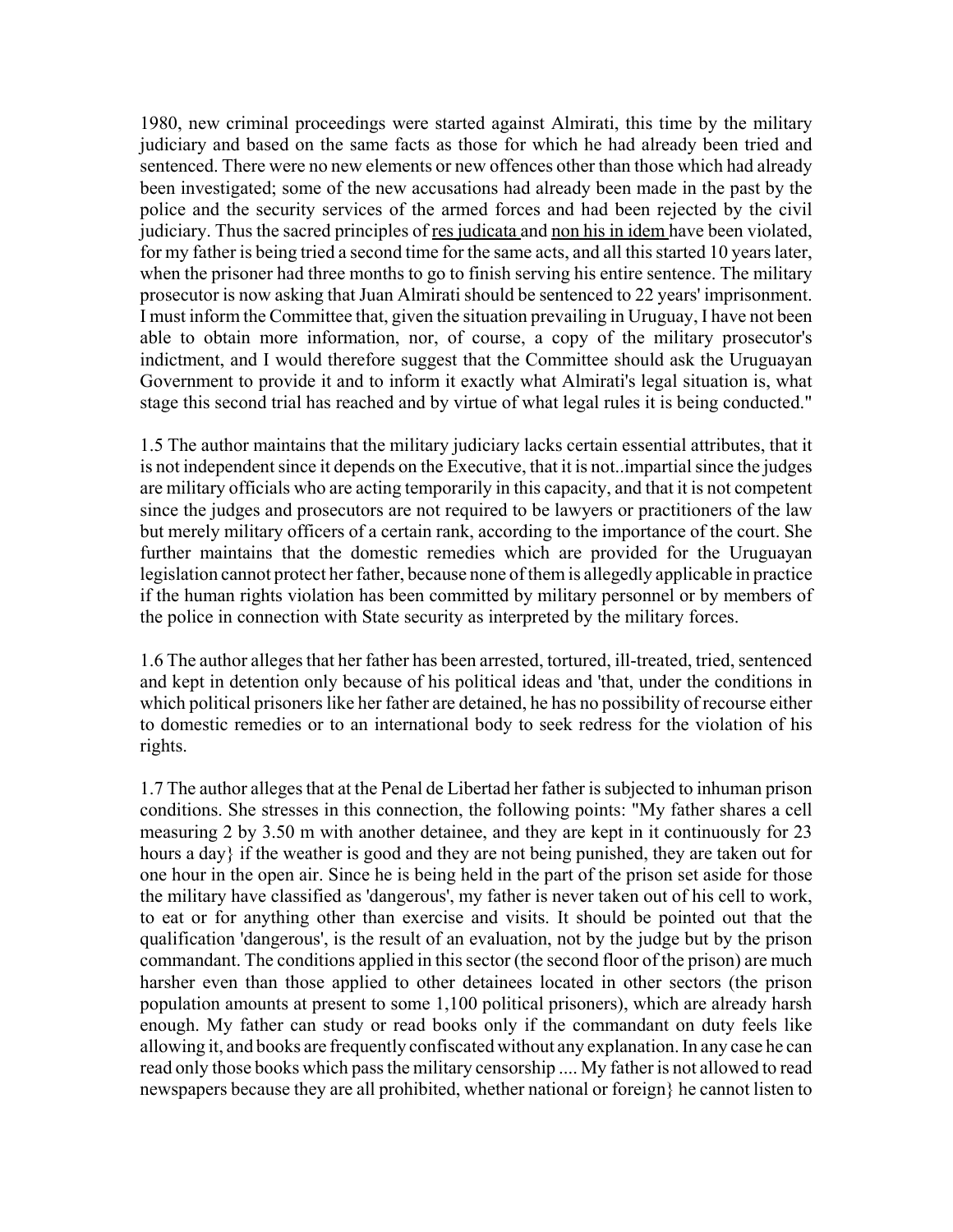1980, new criminal proceedings were started against Almirati, this time by the military judiciary and based on the same facts as those for which he had already been tried and sentenced. There were no new elements or new offences other than those which had already been investigated; some of the new accusations had already been made in the past by the police and the security services of the armed forces and had been rejected by the civil judiciary. Thus the sacred principles of res judicata and non his in idem have been violated, for my father is being tried a second time for the same acts, and all this started 10 years later, when the prisoner had three months to go to finish serving his entire sentence. The military prosecutor is now asking that Juan Almirati should be sentenced to 22 years' imprisonment. I must inform the Committee that, given the situation prevailing in Uruguay, I have not been able to obtain more information, nor, of course, a copy of the military prosecutor's indictment, and I would therefore suggest that the Committee should ask the Uruguayan Government to provide it and to inform it exactly what Almirati's legal situation is, what stage this second trial has reached and by virtue of what legal rules it is being conducted."

1.5 The author maintains that the military judiciary lacks certain essential attributes, that it is not independent since it depends on the Executive, that it is not..impartial since the judges are military officials who are acting temporarily in this capacity, and that it is not competent since the judges and prosecutors are not required to be lawyers or practitioners of the law but merely military officers of a certain rank, according to the importance of the court. She further maintains that the domestic remedies which are provided for the Uruguayan legislation cannot protect her father, because none of them is allegedly applicable in practice if the human rights violation has been committed by military personnel or by members of the police in connection with State security as interpreted by the military forces.

1.6 The author alleges that her father has been arrested, tortured, ill-treated, tried, sentenced and kept in detention only because of his political ideas and 'that, under the conditions in which political prisoners like her father are detained, he has no possibility of recourse either to domestic remedies or to an international body to seek redress for the violation of his rights.

1.7 The author alleges that at the Penal de Libertad her father is subjected to inhuman prison conditions. She stresses in this connection, the following points: "My father shares a cell measuring 2 by 3.50 m with another detainee, and they are kept in it continuously for 23 hours a day} if the weather is good and they are not being punished, they are taken out for one hour in the open air. Since he is being held in the part of the prison set aside for those the military have classified as 'dangerous', my father is never taken out of his cell to work, to eat or for anything other than exercise and visits. It should be pointed out that the qualification 'dangerous', is the result of an evaluation, not by the judge but by the prison commandant. The conditions applied in this sector (the second floor of the prison) are much harsher even than those applied to other detainees located in other sectors (the prison population amounts at present to some 1,100 political prisoners), which are already harsh enough. My father can study or read books only if the commandant on duty feels like allowing it, and books are frequently confiscated without any explanation. In any case he can read only those books which pass the military censorship .... My father is not allowed to read newspapers because they are all prohibited, whether national or foreign} he cannot listen to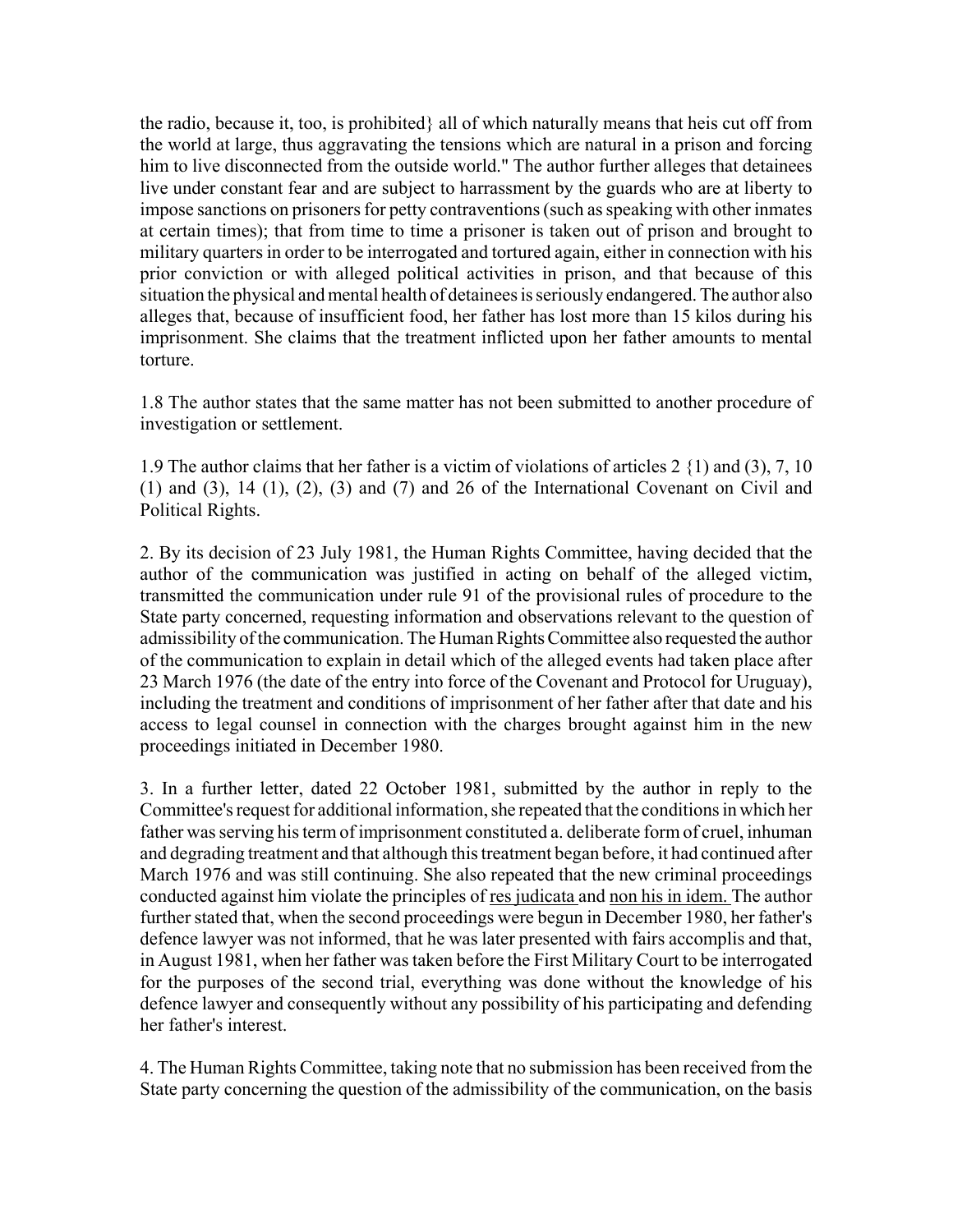the radio, because it, too, is prohibited} all of which naturally means that heis cut off from the world at large, thus aggravating the tensions which are natural in a prison and forcing him to live disconnected from the outside world." The author further alleges that detainees live under constant fear and are subject to harrassment by the guards who are at liberty to impose sanctions on prisoners for petty contraventions (such as speaking with other inmates at certain times); that from time to time a prisoner is taken out of prison and brought to military quarters in order to be interrogated and tortured again, either in connection with his prior conviction or with alleged political activities in prison, and that because of this situation the physical and mental health of detainees is seriously endangered. The author also alleges that, because of insufficient food, her father has lost more than 15 kilos during his imprisonment. She claims that the treatment inflicted upon her father amounts to mental torture.

1.8 The author states that the same matter has not been submitted to another procedure of investigation or settlement.

1.9 The author claims that her father is a victim of violations of articles 2 {1) and (3), 7, 10 (1) and (3), 14 (1), (2), (3) and (7) and 26 of the International Covenant on Civil and Political Rights.

2. By its decision of 23 July 1981, the Human Rights Committee, having decided that the author of the communication was justified in acting on behalf of the alleged victim, transmitted the communication under rule 91 of the provisional rules of procedure to the State party concerned, requesting information and observations relevant to the question of admissibility of the communication. The Human Rights Committee also requested the author of the communication to explain in detail which of the alleged events had taken place after 23 March 1976 (the date of the entry into force of the Covenant and Protocol for Uruguay), including the treatment and conditions of imprisonment of her father after that date and his access to legal counsel in connection with the charges brought against him in the new proceedings initiated in December 1980.

3. In a further letter, dated 22 October 1981, submitted by the author in reply to the Committee's request for additional information, she repeated that the conditions in which her father was serving his term of imprisonment constituted a. deliberate form of cruel, inhuman and degrading treatment and that although this treatment began before, it had continued after March 1976 and was still continuing. She also repeated that the new criminal proceedings conducted against him violate the principles of <u>res judicata</u> and <u>non his in idem.</u> The author further stated that, when the second proceedings were begun in December 1980, her father's defence lawyer was not informed, that he was later presented with fairs accomplis and that, in August 1981, when her father was taken before the First Military Court to be interrogated for the purposes of the second trial, everything was done without the knowledge of his defence lawyer and consequently without any possibility of his participating and defending her father's interest.

4. The Human Rights Committee, taking note that no submission has been received from the State party concerning the question of the admissibility of the communication, on the basis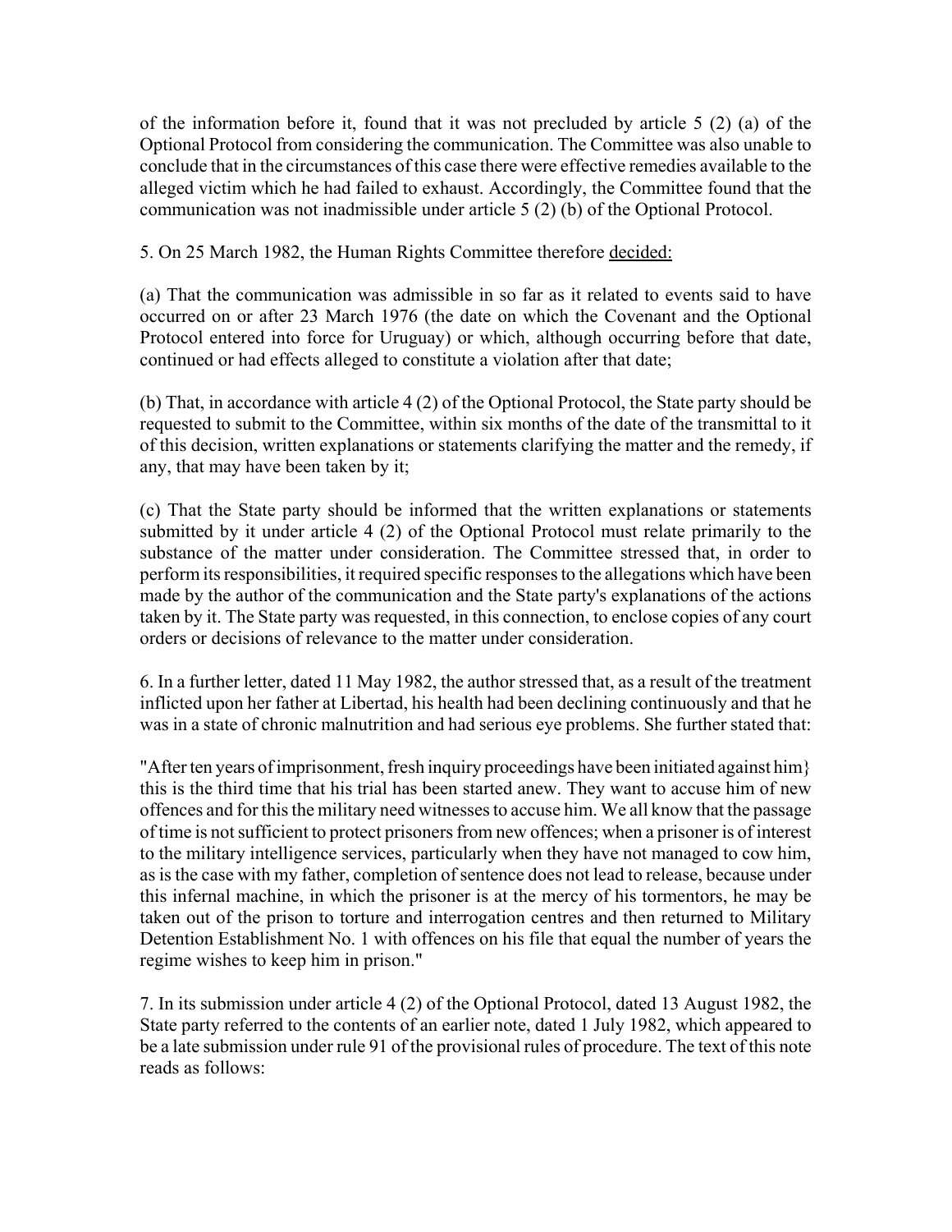of the information before it, found that it was not precluded by article 5 (2) (a) of the Optional Protocol from considering the communication. The Committee was also unable to conclude that in the circumstances of this case there were effective remedies available to the alleged victim which he had failed to exhaust. Accordingly, the Committee found that the communication was not inadmissible under article 5 (2) (b) of the Optional Protocol.

5. On 25 March 1982, the Human Rights Committee therefore decided:

(a) That the communication was admissible in so far as it related to events said to have occurred on or after 23 March 1976 (the date on which the Covenant and the Optional Protocol entered into force for Uruguay) or which, although occurring before that date, continued or had effects alleged to constitute a violation after that date;

(b) That, in accordance with article 4 (2) of the Optional Protocol, the State party should be requested to submit to the Committee, within six months of the date of the transmittal to it of this decision, written explanations or statements clarifying the matter and the remedy, if any, that may have been taken by it;

(c) That the State party should be informed that the written explanations or statements submitted by it under article 4 (2) of the Optional Protocol must relate primarily to the substance of the matter under consideration. The Committee stressed that, in order to perform its responsibilities, it required specific responses to the allegations which have been made by the author of the communication and the State party's explanations of the actions taken by it. The State party was requested, in this connection, to enclose copies of any court orders or decisions of relevance to the matter under consideration.

6. In a further letter, dated 11 May 1982, the author stressed that, as a result of the treatment inflicted upon her father at Libertad, his health had been declining continuously and that he was in a state of chronic malnutrition and had serious eye problems. She further stated that:

"After ten years of imprisonment, fresh inquiry proceedings have been initiated against him} this is the third time that his trial has been started anew. They want to accuse him of new offences and for this the military need witnesses to accuse him. We all know that the passage of time is not sufficient to protect prisoners from new offences; when a prisoner is of interest to the military intelligence services, particularly when they have not managed to cow him, as is the case with my father, completion of sentence does not lead to release, because under this infernal machine, in which the prisoner is at the mercy of his tormentors, he may be taken out of the prison to torture and interrogation centres and then returned to Military Detention Establishment No. 1 with offences on his file that equal the number of years the regime wishes to keep him in prison."

7. In its submission under article 4 (2) of the Optional Protocol, dated 13 August 1982, the State party referred to the contents of an earlier note, dated 1 July 1982, which appeared to be a late submission under rule 91 of the provisional rules of procedure. The text of this note reads as follows: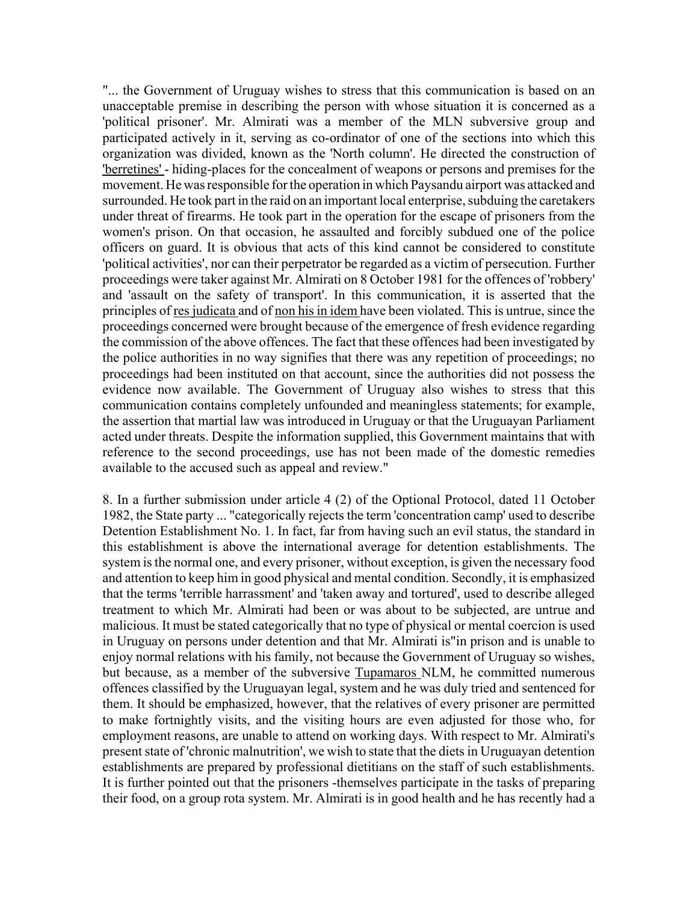"... the Government of Uruguay wishes to stress that this communication is based on an unacceptable premise in describing the person with whose situation it is concerned as a 'political prisoner'. Mr. Almirati was a member of the MLN subversive group and participated actively in it, serving as co-ordinator of one of the sections into which this organization was divided, known as the 'North column'. He directed the construction of 'berretines' - hiding-places for the concealment of weapons or persons and premises for the movement. He was responsible for the operation in which Paysandu airport was attacked and surrounded. He took part in the raid on an important local enterprise, subduing the caretakers under threat of firearms. He took part in the operation for the escape of prisoners from the women's prison. On that occasion, he assaulted and forcibly subdued one of the police officers on guard. It is obvious that acts of this kind cannot be considered to constitute 'political activities', nor can their perpetrator be regarded as a victim of persecution. Further proceedings were taker against Mr. Almirati on 8 October 1981 for the offences of 'robbery' and 'assault on the safety of transport'. In this communication, it is asserted that the principles of res judicata and of non his in idem have been violated. This is untrue, since the proceedings concerned were brought because of the emergence of fresh evidence regarding the commission of the above offences. The fact that these offences had been investigated by the police authorities in no way signifies that there was any repetition of proceedings; no proceedings had been instituted on that account, since the authorities did not possess the evidence now available. The Government of Uruguay also wishes to stress that this communication contains completely unfounded and meaningless statements; for example, the assertion that martial law was introduced in Uruguay or that the Uruguayan Parliament acted under threats. Despite the information supplied, this Government maintains that with reference to the second proceedings, use has not been made of the domestic remedies available to the accused such as appeal and review."

8. In a further submission under article 4 (2) of the Optional Protocol, dated 11 October 1982, the State party ... "categorically rejects the term 'concentration camp' used to describe Detention Establishment No. 1. In fact, far from having such an evil status, the standard in this establishment is above the international average for detention establishments. The system is the normal one, and every prisoner, without exception, is given the necessary food and attention to keep him in good physical and mental condition. Secondly, it is emphasized that the terms 'terrible harrassment' and 'taken away and tortured', used to describe alleged treatment to which Mr. Almirati had been or was about to be subjected, are untrue and malicious. It must be stated categorically that no type of physical or mental coercion is used in Uruguay on persons under detention and that Mr. Almirati is"in prison and is unable to enjoy normal relations with his family, not because the Government of Uruguay so wishes, but because, as a member of the subversive Tupamaros NLM, he committed numerous offences classified by the Uruguayan legal, system and he was duly tried and sentenced for them. It should be emphasized, however, that the relatives of every prisoner are permitted to make fortnightly visits, and the visiting hours are even adjusted for those who, for employment reasons, are unable to attend on working days. With respect to Mr. Almirati's present state of 'chronic malnutrition', we wish to state that the diets in Uruguayan detention establishments are prepared by professional dietitians on the staff of such establishments. It is further pointed out that the prisoners -themselves participate in the tasks of preparing their food, on a group rota system. Mr. Almirati is in good health and he has recently had a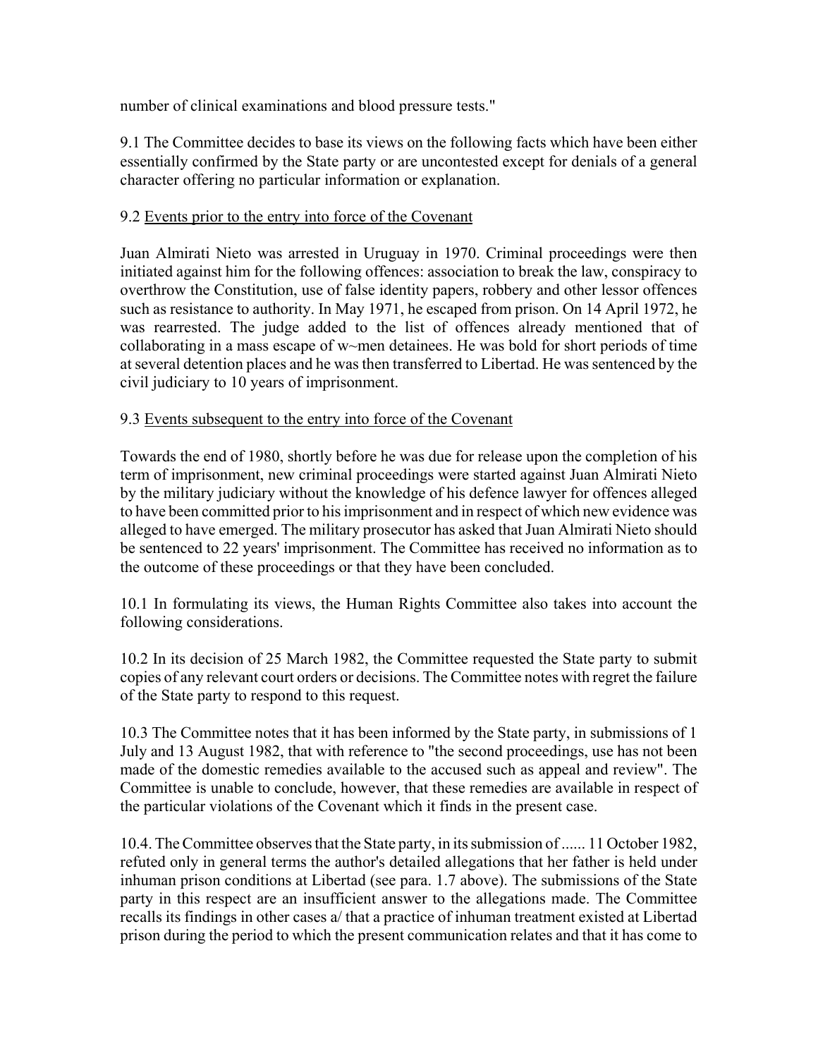number of clinical examinations and blood pressure tests."

9.1 The Committee decides to base its views on the following facts which have been either essentially confirmed by the State party or are uncontested except for denials of a general character offering no particular information or explanation.

9.2 Events prior to the entry into force of the Covenant

Juan Almirati Nieto was arrested in Uruguay in 1970. Criminal proceedings were then initiated against him for the following offences: association to break the law, conspiracy to overthrow the Constitution, use of false identity papers, robbery and other lessor offences such as resistance to authority. In May 1971, he escaped from prison. On 14 April 1972, he was rearrested. The judge added to the list of offences already mentioned that of collaborating in a mass escape of w~men detainees. He was bold for short periods of time at several detention places and he was then transferred to Libertad. He was sentenced by the civil judiciary to 10 years of imprisonment.

9.3 Events subsequent to the entry into force of the Covenant

Towards the end of 1980, shortly before he was due for release upon the completion of his term of imprisonment, new criminal proceedings were started against Juan Almirati Nieto by the military judiciary without the knowledge of his defence lawyer for offences alleged to have been committed prior to his imprisonment and in respect of which new evidence was alleged to have emerged. The military prosecutor has asked that Juan Almirati Nieto should be sentenced to 22 years' imprisonment. The Committee has received no information as to the outcome of these proceedings or that they have been concluded.

10.1 In formulating its views, the Human Rights Committee also takes into account the following considerations.

10.2 In its decision of 25 March 1982, the Committee requested the State party to submit copies of any relevant court orders or decisions. The Committee notes with regret the failure of the State party to respond to this request.

10.3 The Committee notes that it has been informed by the State party, in submissions of 1 July and 13 August 1982, that with reference to "the second proceedings, use has not been made of the domestic remedies available to the accused such as appeal and review". The Committee is unable to conclude, however, that these remedies are available in respect of the particular violations of the Covenant which it finds in the present case.

10.4. The Committee observes that the State party, in its submission of ...... 11 October 1982, refuted only in general terms the author's detailed allegations that her father is held under inhuman prison conditions at Libertad (see para. 1.7 above). The submissions of the State party in this respect are an insufficient answer to the allegations made. The Committee recalls its findings in other cases a/ that a practice of inhuman treatment existed at Libertad prison during the period to which the present communication relates and that it has come to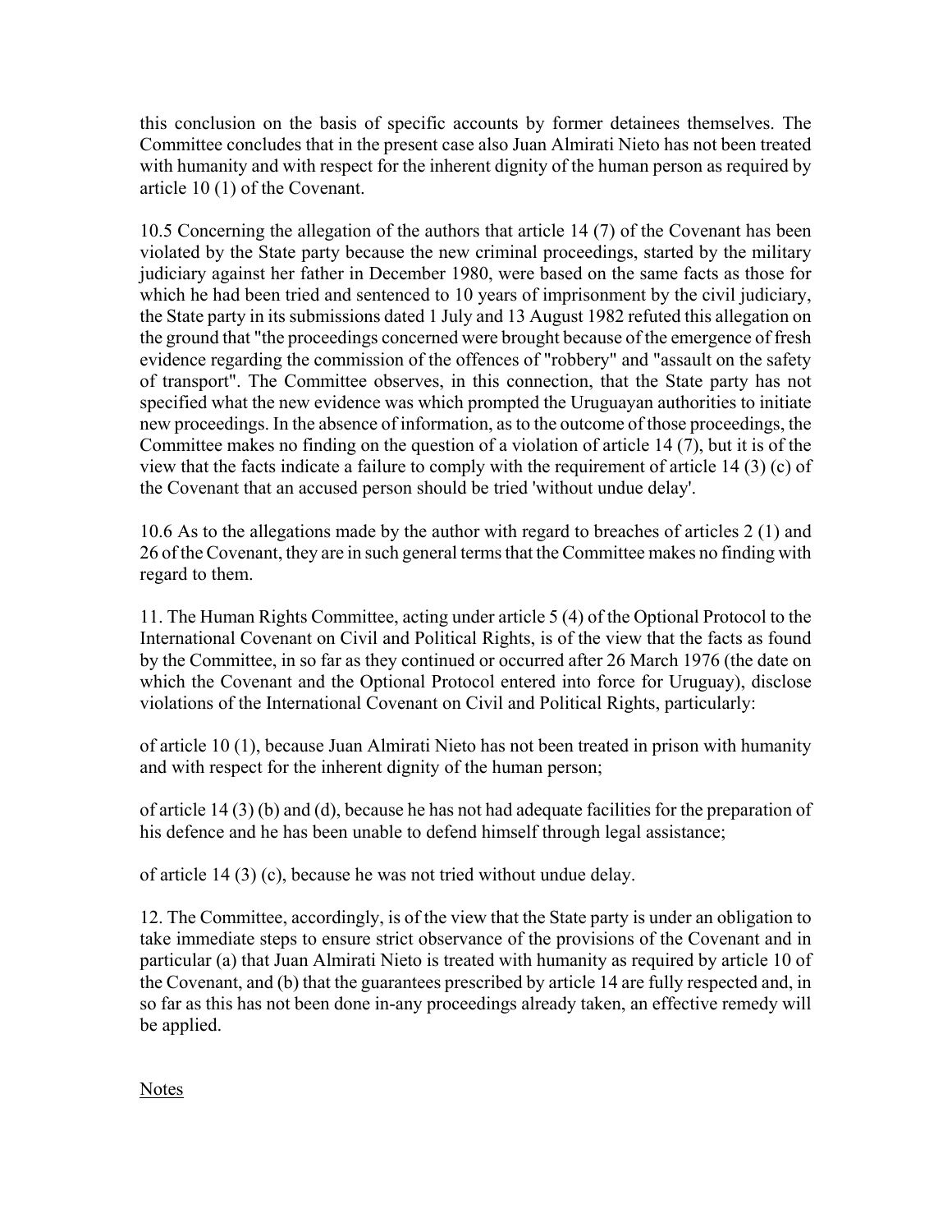this conclusion on the basis of specific accounts by former detainees themselves. The Committee concludes that in the present case also Juan Almirati Nieto has not been treated with humanity and with respect for the inherent dignity of the human person as required by article 10 (1) of the Covenant.

10.5 Concerning the allegation of the authors that article 14 (7) of the Covenant has been violated by the State party because the new criminal proceedings, started by the military judiciary against her father in December 1980, were based on the same facts as those for which he had been tried and sentenced to 10 years of imprisonment by the civil judiciary, the State party in its submissions dated 1 July and 13 August 1982 refuted this allegation on the ground that "the proceedings concerned were brought because of the emergence of fresh evidence regarding the commission of the offences of "robbery" and "assault on the safety of transport". The Committee observes, in this connection, that the State party has not specified what the new evidence was which prompted the Uruguayan authorities to initiate new proceedings. In the absence of information, as to the outcome of those proceedings, the Committee makes no finding on the question of a violation of article 14 (7), but it is of the view that the facts indicate a failure to comply with the requirement of article 14 (3) (c) of the Covenant that an accused person should be tried 'without undue delay'.

10.6 As to the allegations made by the author with regard to breaches of articles 2 (1) and 26 of the Covenant, they are in such general terms that the Committee makes no finding with regard to them.

11. The Human Rights Committee, acting under article 5 (4) of the Optional Protocol to the International Covenant on Civil and Political Rights, is of the view that the facts as found by the Committee, in so far as they continued or occurred after 26 March 1976 (the date on which the Covenant and the Optional Protocol entered into force for Uruguay), disclose violations of the International Covenant on Civil and Political Rights, particularly:

of article 10 (1), because Juan Almirati Nieto has not been treated in prison with humanity and with respect for the inherent dignity of the human person;

of article 14 (3) (b) and (d), because he has not had adequate facilities for the preparation of his defence and he has been unable to defend himself through legal assistance;

of article 14 (3) (c), because he was not tried without undue delay.

12. The Committee, accordingly, is of the view that the State party is under an obligation to take immediate steps to ensure strict observance of the provisions of the Covenant and in particular (a) that Juan Almirati Nieto is treated with humanity as required by article 10 of the Covenant, and (b) that the guarantees prescribed by article 14 are fully respected and, in so far as this has not been done in-any proceedings already taken, an effective remedy will be applied.

Notes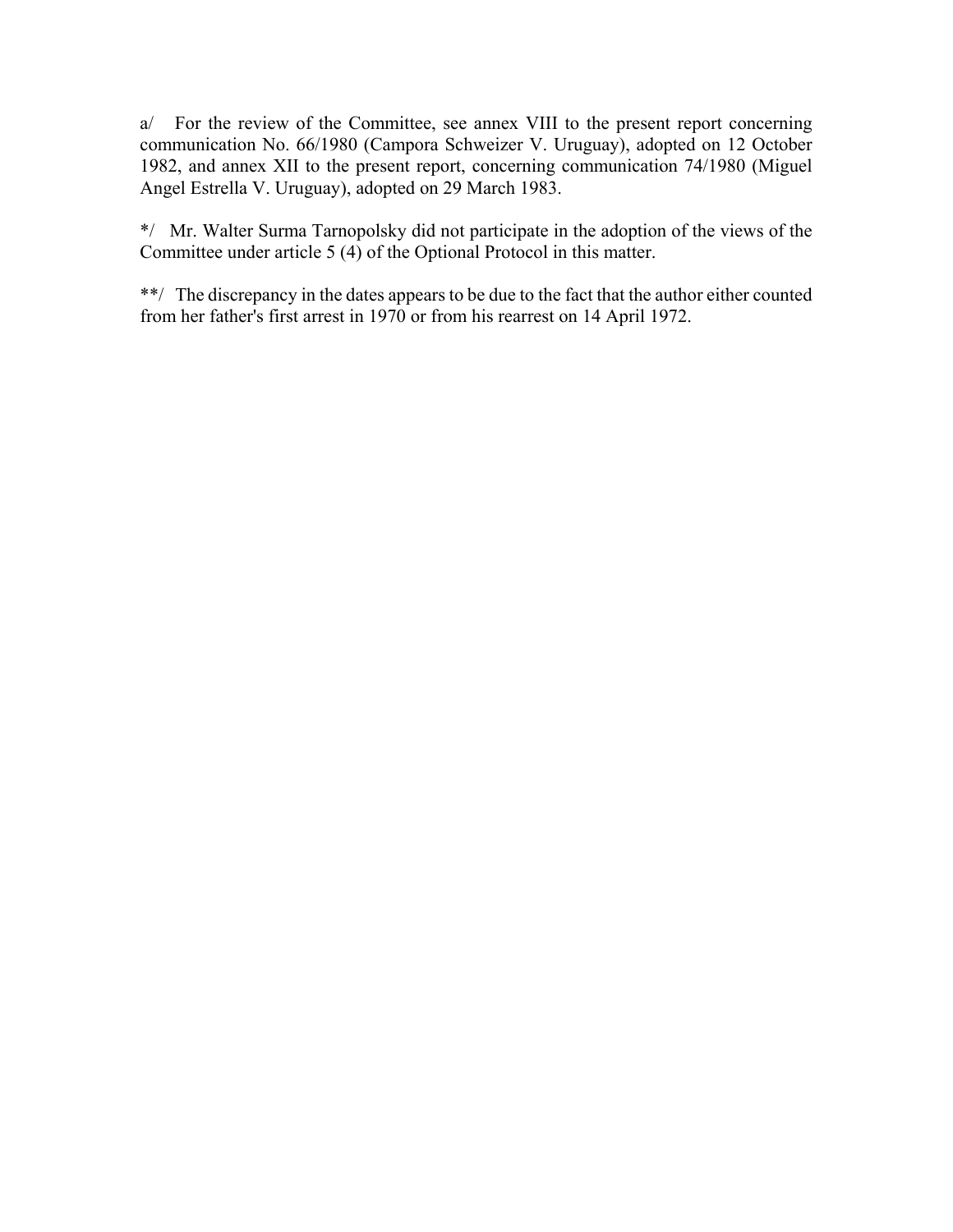a/ For the review of the Committee, see annex VIII to the present report concerning communication No. 66/1980 (Campora Schweizer V. Uruguay), adopted on 12 October 1982, and annex XII to the present report, concerning communication 74/1980 (Miguel Angel Estrella V. Uruguay), adopted on 29 March 1983.

*/ Mr. Walter Surma Tarnopolsky did not participate in the adoption of the views of the Committee under article 5 (4) of the Optional Protocol in this matter.

**/ The discrepancy in the dates appears to be due to the fact that the author either counted from her father's first arrest in 1970 or from his rearrest on 14 April 1972.